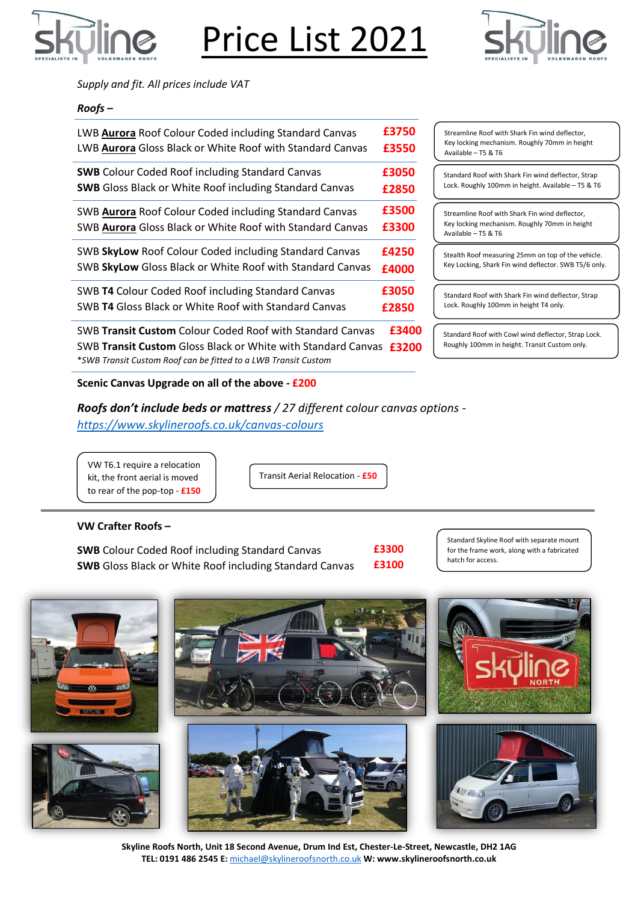# Price List 2021

*Supply and fit. All prices include VAT*

***Roofs –***

| Roof | Price | Description |
|---|---|---|
| LWB **Aurora** Roof Colour Coded including Standard Canvas | £3750 | Streamline Roof with Shark Fin wind deflector, Key locking mechanism. Roughly 70mm in height Available – T5 & T6 |
| LWB **Aurora** Gloss Black or White Roof with Standard Canvas | £3550 | |
| **SWB** Colour Coded Roof including Standard Canvas | £3050 | Standard Roof with Shark Fin wind deflector, Strap Lock. Roughly 100mm in height. Available – T5 & T6 |
| **SWB** Gloss Black or White Roof including Standard Canvas | £2850 | |
| SWB **Aurora** Roof Colour Coded including Standard Canvas | £3500 | Streamline Roof with Shark Fin wind deflector, Key locking mechanism. Roughly 70mm in height Available – T5 & T6 |
| SWB **Aurora** Gloss Black or White Roof with Standard Canvas | £3300 | |
| SWB **SkyLow** Roof Colour Coded including Standard Canvas | £4250 | Stealth Roof measuring 25mm on top of the vehicle. Key Locking, Shark Fin wind deflector. SWB T5/6 only. |
| SWB **SkyLow** Gloss Black or White Roof with Standard Canvas | £4000 | |
| SWB **T4** Colour Coded Roof including Standard Canvas | £3050 | Standard Roof with Shark Fin wind deflector, Strap Lock. Roughly 100mm in height T4 only. |
| SWB **T4** Gloss Black or White Roof with Standard Canvas | £2850 | |
| SWB **Transit Custom** Colour Coded Roof with Standard Canvas | £3400 | Standard Roof with Cowl wind deflector, Strap Lock. Roughly 100mm in height. Transit Custom only. |
| SWB **Transit Custom** Gloss Black or White with Standard Canvas | £3200 | |

**SWB Transit Custom Roof can be fitted to a LWB Transit Custom*

**Scenic Canvas Upgrade on all of the above - £200**

***Roofs don't include beds or mattress*** */ 27 different colour canvas options -* *https://www.skylineroofs.co.uk/canvas-colours*

VW T6.1 require a relocation kit, the front aerial is moved to rear of the pop-top - **£150**

Transit Aerial Relocation - **£50**

**VW Crafter Roofs –**

| Roof | Price | Description |
|---|---|---|
| **SWB** Colour Coded Roof including Standard Canvas | £3300 | Standard Skyline Roof with separate mount for the frame work, along with a fabricated hatch for access. |
| **SWB** Gloss Black or White Roof including Standard Canvas | £3100 | |

**Skyline Roofs North, Unit 18 Second Avenue, Drum Ind Est, Chester-Le-Street, Newcastle, DH2 1AG**
**TEL: 0191 486 2545 E:** michael@skylineroofsnorth.co.uk **W: www.skylineroofsnorth.co.uk**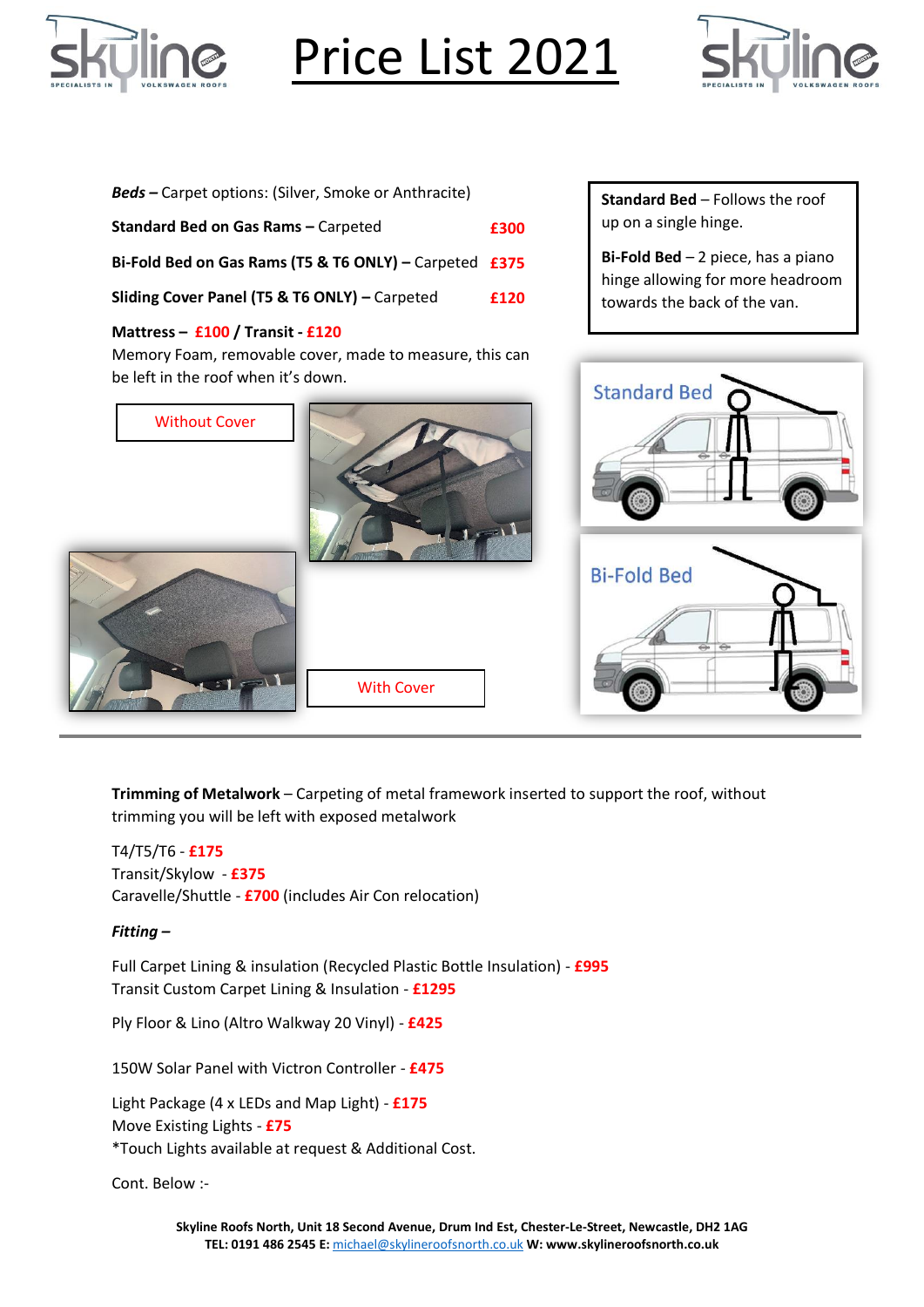# Price List 2021

***Beds*** **–** Carpet options: (Silver, Smoke or Anthracite)

**Standard Bed on Gas Rams –** Carpeted **£300**

**Bi-Fold Bed on Gas Rams (T5 & T6 ONLY) –** Carpeted **£375**

**Sliding Cover Panel (T5 & T6 ONLY) –** Carpeted **£120**

**Mattress – £100 / Transit - £120**

Memory Foam, removable cover, made to measure, this can be left in the roof when it's down.

Without Cover

With Cover

**Standard Bed** – Follows the roof up on a single hinge.

**Bi-Fold Bed** – 2 piece, has a piano hinge allowing for more headroom towards the back of the van.

Standard Bed

Bi-Fold Bed

---

**Trimming of Metalwork** – Carpeting of metal framework inserted to support the roof, without trimming you will be left with exposed metalwork

T4/T5/T6 - **£175**
Transit/Skylow - **£375**
Caravelle/Shuttle - **£700** (includes Air Con relocation)

***Fitting –***

Full Carpet Lining & insulation (Recycled Plastic Bottle Insulation) - **£995**
Transit Custom Carpet Lining & Insulation - **£1295**

Ply Floor & Lino (Altro Walkway 20 Vinyl) - **£425**

150W Solar Panel with Victron Controller - **£475**

Light Package (4 x LEDs and Map Light) - **£175**
Move Existing Lights - **£75**
*Touch Lights available at request & Additional Cost.

Cont. Below :-

**Skyline Roofs North, Unit 18 Second Avenue, Drum Ind Est, Chester-Le-Street, Newcastle, DH2 1AG**
**TEL: 0191 486 2545 E:** michael@skylineroofsnorth.co.uk **W: www.skylineroofsnorth.co.uk**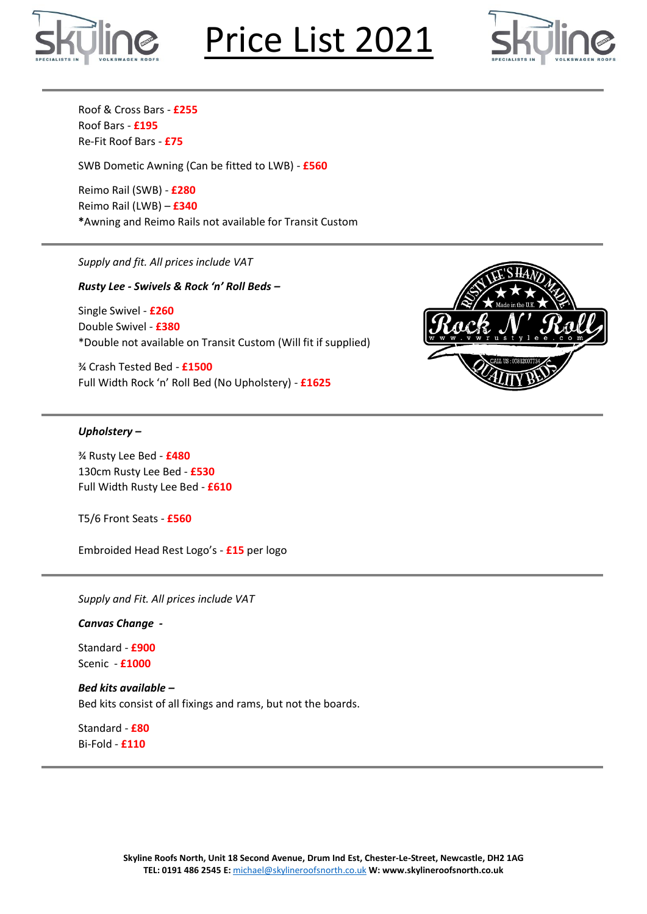# Price List 2021

Roof & Cross Bars - **£255**
Roof Bars - **£195**
Re-Fit Roof Bars - **£75**

SWB Dometic Awning (Can be fitted to LWB) - **£560**

Reimo Rail (SWB) - **£280**
Reimo Rail (LWB) – **£340**
**\***Awning and Reimo Rails not available for Transit Custom

---

*Supply and fit. All prices include VAT*

***Rusty Lee - Swivels & Rock 'n' Roll Beds –***

Single Swivel - **£260**
Double Swivel - **£380**
*Double not available on Transit Custom (Will fit if supplied)

¾ Crash Tested Bed - **£1500**
Full Width Rock 'n' Roll Bed (No Upholstery) - **£1625**

---

***Upholstery –***

¾ Rusty Lee Bed - **£480**
130cm Rusty Lee Bed - **£530**
Full Width Rusty Lee Bed - **£610**

T5/6 Front Seats - **£560**

Embroided Head Rest Logo's - **£15** per logo

---

*Supply and Fit. All prices include VAT*

***Canvas Change -***

Standard - **£900**
Scenic - **£1000**

***Bed kits available –***
Bed kits consist of all fixings and rams, but not the boards.

Standard - **£80**
Bi-Fold - **£110**

---

**Skyline Roofs North, Unit 18 Second Avenue, Drum Ind Est, Chester-Le-Street, Newcastle, DH2 1AG**
**TEL: 0191 486 2545 E:** michael@skylineroofsnorth.co.uk **W: www.skylineroofsnorth.co.uk**